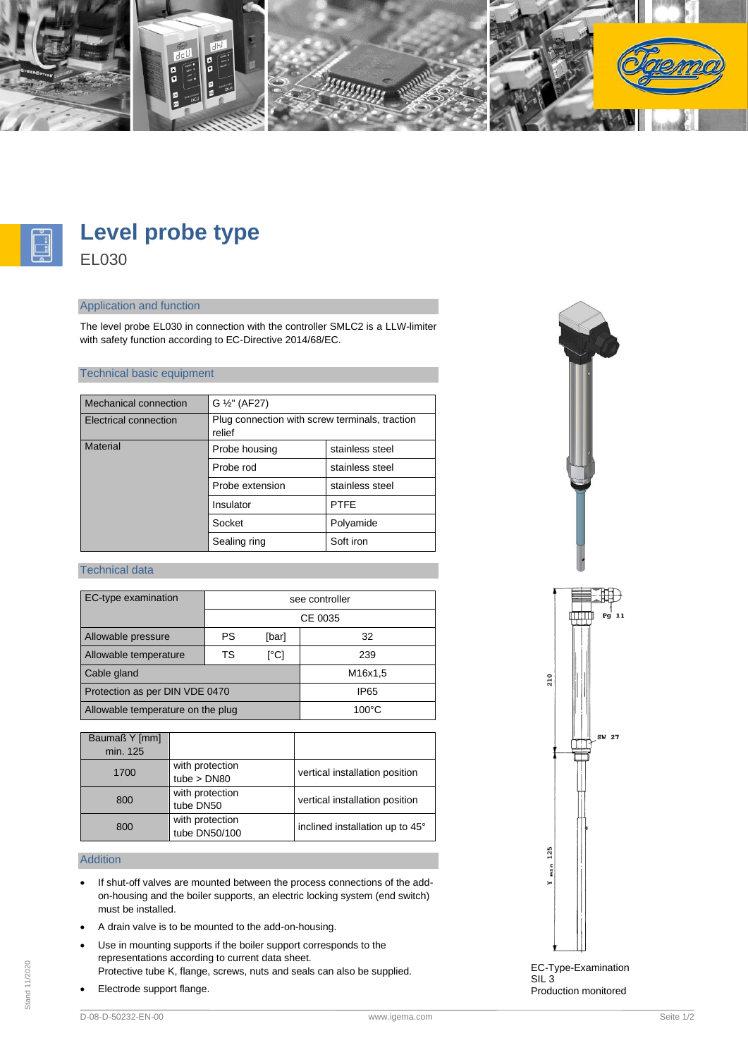# Level probe type

EL030

## Application and function

The level probe EL030 in connection with the controller SMLC2 is a LLW-limiter with safety function according to EC-Directive 2014/68/EC.

## Technical basic equipment

| Mechanical connection | G ½" (AF27) | |
|---|---|---|
| Electrical connection | Plug connection with screw terminals, traction relief | |
| Material | Probe housing | stainless steel |
| | Probe rod | stainless steel |
| | Probe extension | stainless steel |
| | Insulator | PTFE |
| | Socket | Polyamide |
| | Sealing ring | Soft iron |

## Technical data

| EC-type examination | | | see controller |
|---|---|---|---|
| | | | CE 0035 |
| Allowable pressure | PS | [bar] | 32 |
| Allowable temperature | TS | [°C] | 239 |
| Cable gland | | | M16x1,5 |
| Protection as per DIN VDE 0470 | | | IP65 |
| Allowable temperature on the plug | | | 100°C |

| Baumaß Y [mm] min. 125 | | |
|---|---|---|
| 1700 | with protection tube > DN80 | vertical installation position |
| 800 | with protection tube DN50 | vertical installation position |
| 800 | with protection tube DN50/100 | inclined installation up to 45° |

## Addition

- If shut-off valves are mounted between the process connections of the add-on-housing and the boiler supports, an electric locking system (end switch) must be installed.
- A drain valve is to be mounted to the add-on-housing.
- Use in mounting supports if the boiler support corresponds to the representations according to current data sheet.
  Protective tube K, flange, screws, nuts and seals can also be supplied.
- Electrode support flange.

Pg 11

210

SW 27

Y min 125

EC-Type-Examination
SIL 3
Production monitored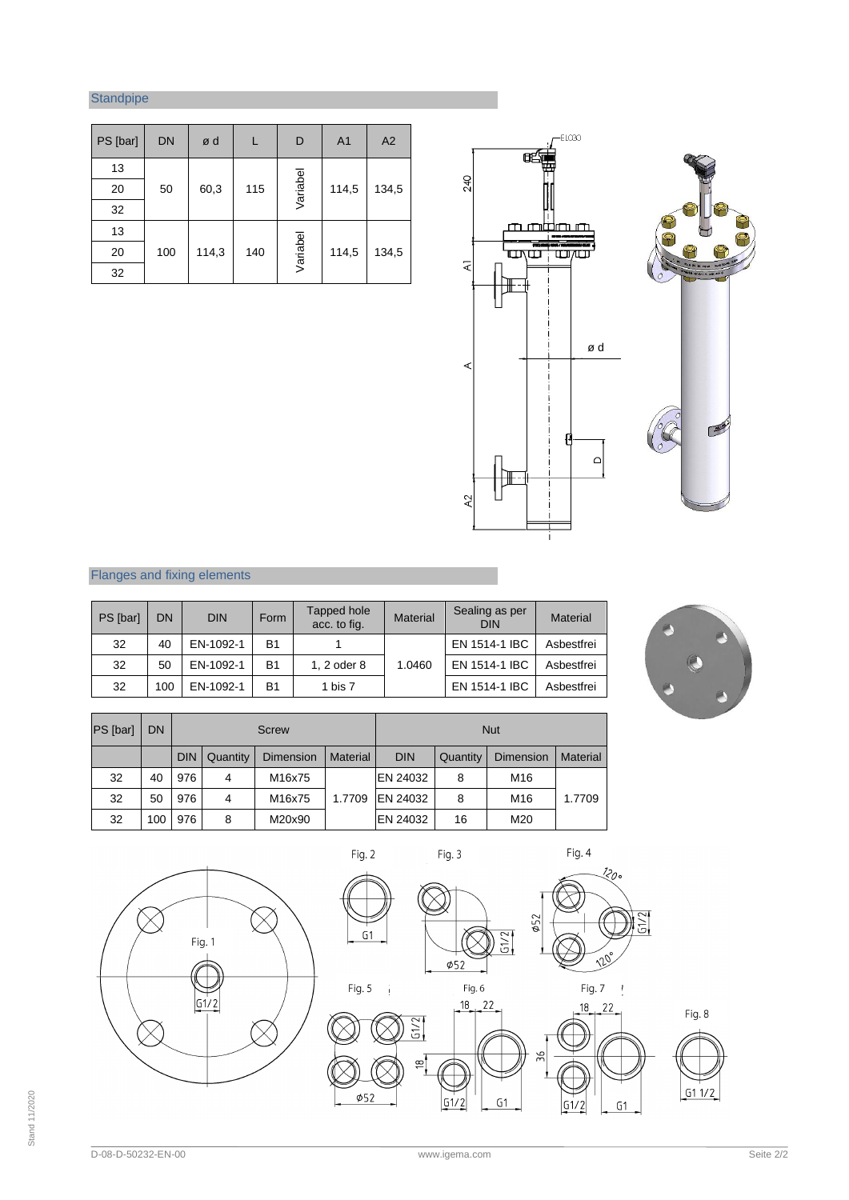## Standpipe

| PS [bar] | DN | ø d | L | D | A1 | A2 |
|---|---|---|---|---|---|---|
| 13 | 50 | 60,3 | 115 | Variabel | 114,5 | 134,5 |
| 20 | | | | | | |
| 32 | | | | | | |
| 13 | 100 | 114,3 | 140 | Variabel | 114,5 | 134,5 |
| 20 | | | | | | |
| 32 | | | | | | |

ELO30

240

A1

A

ø d

D

A2

## Flanges and fixing elements

| PS [bar] | DN | DIN | Form | Tapped hole acc. to fig. | Material | Sealing as per DIN | Material |
|---|---|---|---|---|---|---|---|
| 32 | 40 | EN-1092-1 | B1 | 1 | 1.0460 | EN 1514-1 IBC | Asbestfrei |
| 32 | 50 | EN-1092-1 | B1 | 1, 2 oder 8 | | EN 1514-1 IBC | Asbestfrei |
| 32 | 100 | EN-1092-1 | B1 | 1 bis 7 | | EN 1514-1 IBC | Asbestfrei |

| PS [bar] | DN | Screw | | | | Nut | | | |
|---|---|---|---|---|---|---|---|---|---|
| | | DIN | Quantity | Dimension | Material | DIN | Quantity | Dimension | Material |
| 32 | 40 | 976 | 4 | M16x75 | 1.7709 | EN 24032 | 8 | M16 | 1.7709 |
| 32 | 50 | 976 | 4 | M16x75 | | EN 24032 | 8 | M16 | |
| 32 | 100 | 976 | 8 | M20x90 | | EN 24032 | 16 | M20 | |

Fig. 1 G1/2

Fig. 2 G1

Fig. 3 G1/2 ø52

Fig. 4 120° ø52 G1/2 120°

Fig. 5 G1/2 ø52

Fig. 6 18 22 18 G1/2 G1

Fig. 7 18 22 36 G1/2 G1

Fig. 8 G1 1/2

Stand 11/2020

D-08-D-50232-EN-00 www.igema.com